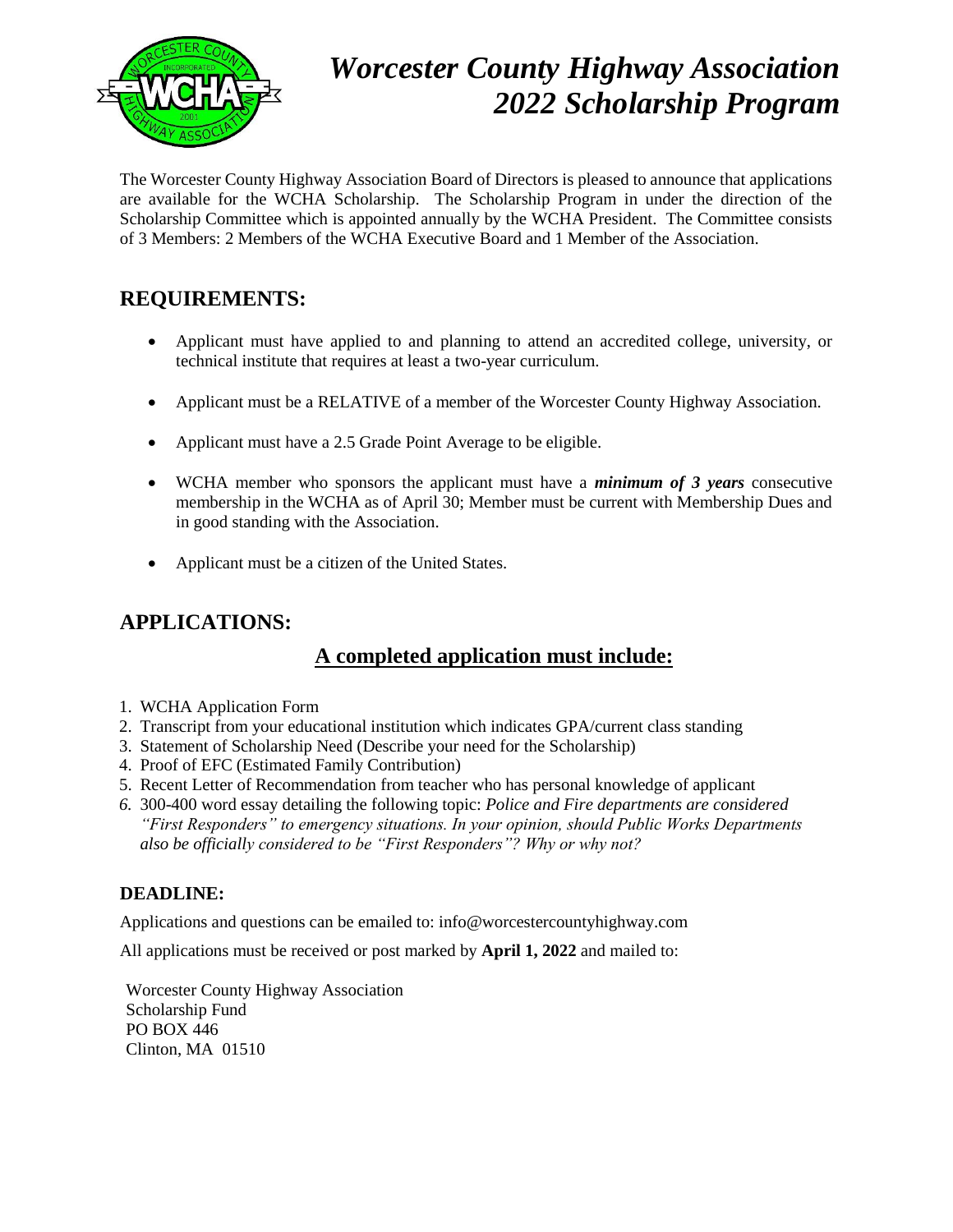# *Worcester County Highway Association 2022 Scholarship Program*

The Worcester County Highway Association Board of Directors is pleased to announce that applications are available for the WCHA Scholarship. The Scholarship Program in under the direction of the Scholarship Committee which is appointed annually by the WCHA President. The Committee consists of 3 Members: 2 Members of the WCHA Executive Board and 1 Member of the Association.

## REQUIREMENTS:

- Applicant must have applied to and planning to attend an accredited college, university, or technical institute that requires at least a two-year curriculum.
- Applicant must be a RELATIVE of a member of the Worcester County Highway Association.
- Applicant must have a 2.5 Grade Point Average to be eligible.
- WCHA member who sponsors the applicant must have a ***minimum of 3 years*** consecutive membership in the WCHA as of April 30; Member must be current with Membership Dues and in good standing with the Association.
- Applicant must be a citizen of the United States.

## APPLICATIONS:

### A completed application must include:

1. WCHA Application Form
2. Transcript from your educational institution which indicates GPA/current class standing
3. Statement of Scholarship Need (Describe your need for the Scholarship)
4. Proof of EFC (Estimated Family Contribution)
5. Recent Letter of Recommendation from teacher who has personal knowledge of applicant
6. 300-400 word essay detailing the following topic: *Police and Fire departments are considered "First Responders" to emergency situations. In your opinion, should Public Works Departments also be officially considered to be "First Responders"? Why or why not?*

### DEADLINE:

Applications and questions can be emailed to: info@worcestercountyhighway.com

All applications must be received or post marked by **April 1, 2022** and mailed to:

Worcester County Highway Association
Scholarship Fund
PO BOX 446
Clinton, MA 01510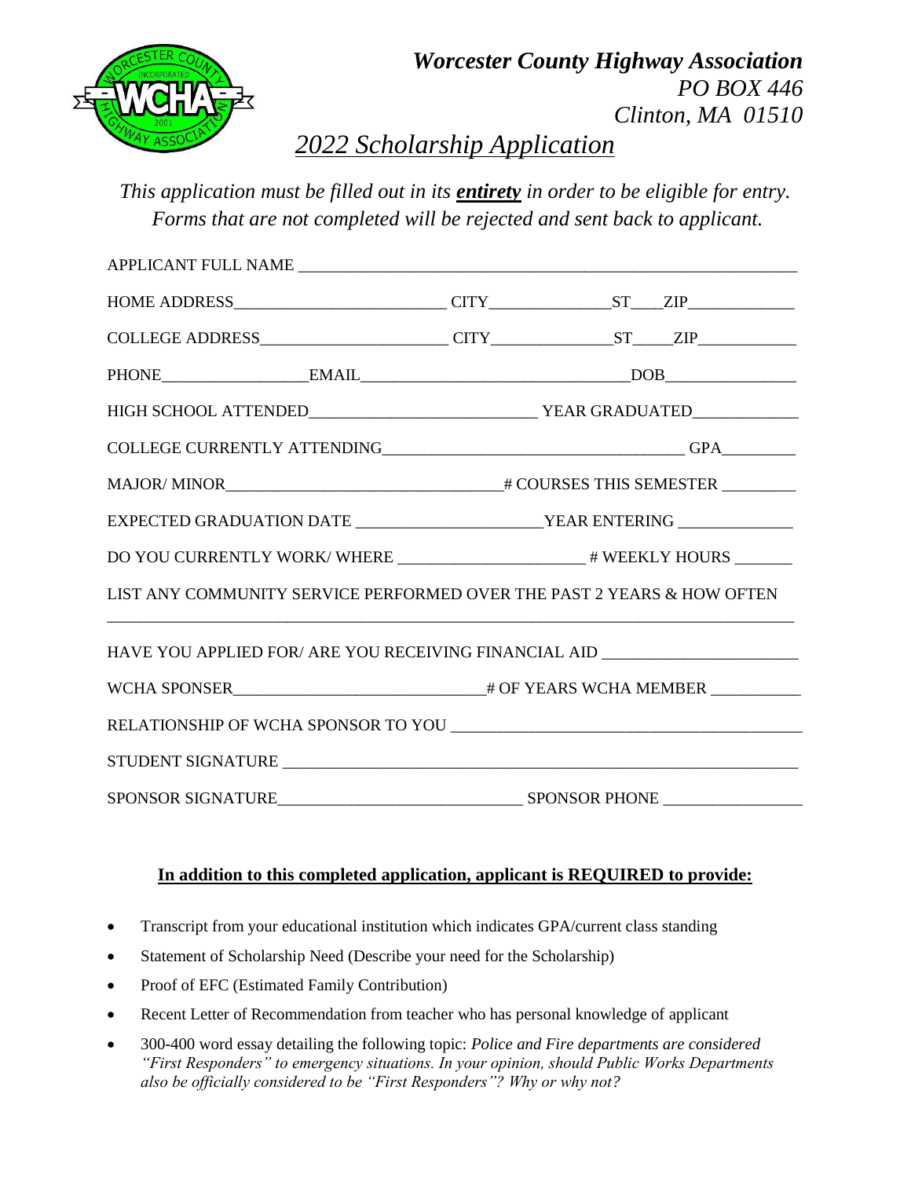***Worcester County Highway Association***
*PO BOX 446*
*Clinton, MA 01510*

## *2022 Scholarship Application*

*This application must be filled out in its* ***entirety*** *in order to be eligible for entry. Forms that are not completed will be rejected and sent back to applicant.*

APPLICANT FULL NAME ______________________________________________________________

HOME ADDRESS__________________________ CITY_______________ST____ZIP_____________

COLLEGE ADDRESS_______________________ CITY_______________ST_____ZIP____________

PHONE__________________EMAIL________________________________DOB________________

HIGH SCHOOL ATTENDED___________________________ YEAR GRADUATED_____________

COLLEGE CURRENTLY ATTENDING____________________________________ GPA_________

MAJOR/ MINOR_________________________________# COURSES THIS SEMESTER _________

EXPECTED GRADUATION DATE _______________________YEAR ENTERING ______________

DO YOU CURRENTLY WORK/ WHERE ______________________ # WEEKLY HOURS _______

LIST ANY COMMUNITY SERVICE PERFORMED OVER THE PAST 2 YEARS & HOW OFTEN
_____________________________________________________________________________________

HAVE YOU APPLIED FOR/ ARE YOU RECEIVING FINANCIAL AID ________________________

WCHA SPONSER______________________________# OF YEARS WCHA MEMBER ___________

RELATIONSHIP OF WCHA SPONSOR TO YOU __________________________________________

STUDENT SIGNATURE ______________________________________________________________

SPONSOR SIGNATURE_____________________________ SPONSOR PHONE _________________

**In addition to this completed application, applicant is REQUIRED to provide:**

- Transcript from your educational institution which indicates GPA/current class standing
- Statement of Scholarship Need (Describe your need for the Scholarship)
- Proof of EFC (Estimated Family Contribution)
- Recent Letter of Recommendation from teacher who has personal knowledge of applicant
- 300-400 word essay detailing the following topic: *Police and Fire departments are considered "First Responders" to emergency situations. In your opinion, should Public Works Departments also be officially considered to be "First Responders"? Why or why not?*